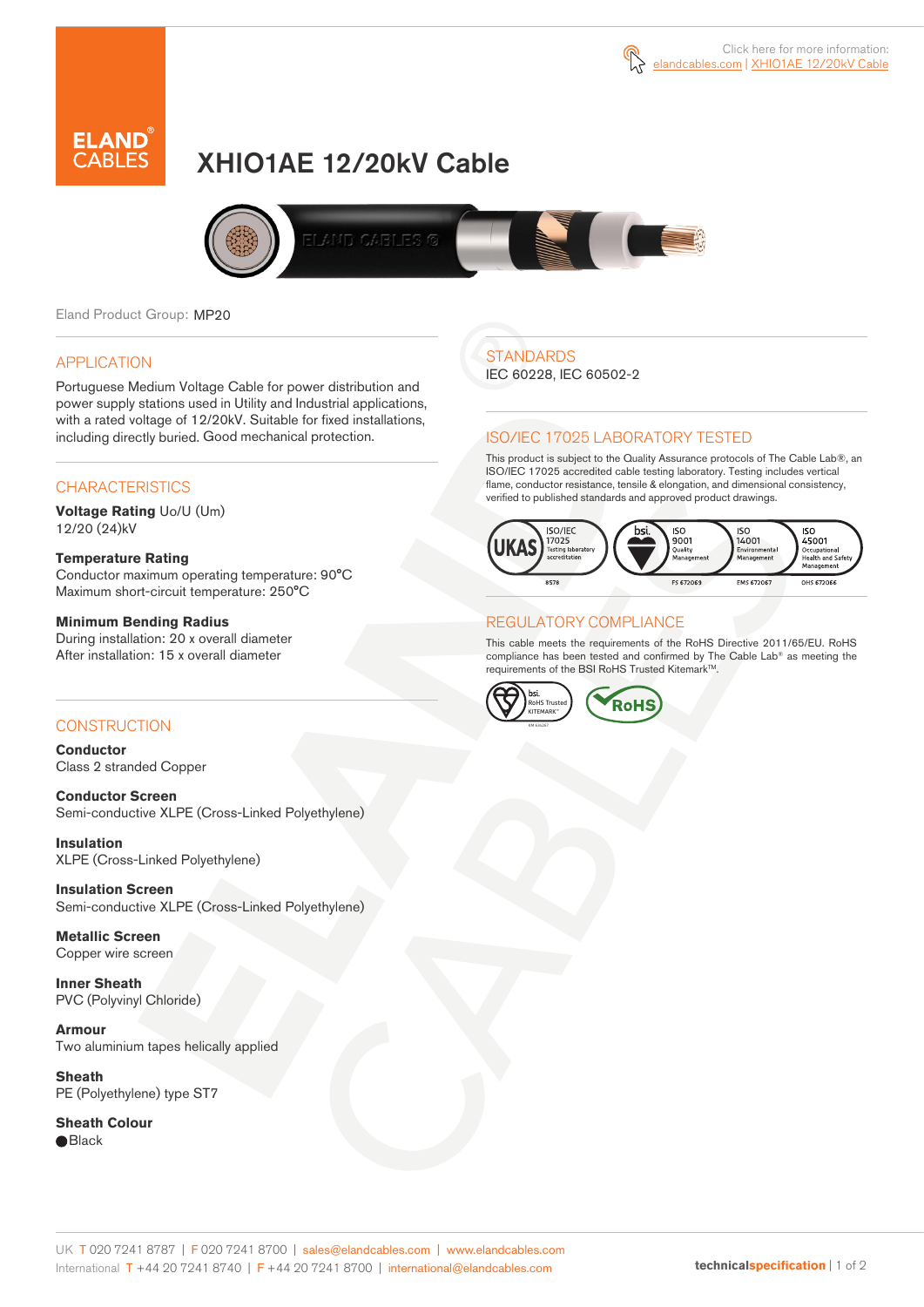Click here for more information: elandcables.com | XHIO1AE 12/20kV Cable

# XHIO1AE 12/20kV Cable

Eland Product Group: MP20

## APPLICATION

Portuguese Medium Voltage Cable for power distribution and power supply stations used in Utility and Industrial applications, with a rated voltage of 12/20kV. Suitable for fixed installations, including directly buried. Good mechanical protection.

## CHARACTERISTICS

**Voltage Rating** Uo/U (Um)
12/20 (24)kV

**Temperature Rating**
Conductor maximum operating temperature: 90°C
Maximum short-circuit temperature: 250°C

**Minimum Bending Radius**
During installation: 20 x overall diameter
After installation: 15 x overall diameter

## CONSTRUCTION

**Conductor**
Class 2 stranded Copper

**Conductor Screen**
Semi-conductive XLPE (Cross-Linked Polyethylene)

**Insulation**
XLPE (Cross-Linked Polyethylene)

**Insulation Screen**
Semi-conductive XLPE (Cross-Linked Polyethylene)

**Metallic Screen**
Copper wire screen

**Inner Sheath**
PVC (Polyvinyl Chloride)

**Armour**
Two aluminium tapes helically applied

**Sheath**
PE (Polyethylene) type ST7

**Sheath Colour**
● Black

## STANDARDS

IEC 60228, IEC 60502-2

## ISO/IEC 17025 LABORATORY TESTED

This product is subject to the Quality Assurance protocols of The Cable Lab®, an ISO/IEC 17025 accredited cable testing laboratory. Testing includes vertical flame, conductor resistance, tensile & elongation, and dimensional consistency, verified to published standards and approved product drawings.

UKAS ISO/IEC 17025 Testing laboratory accreditation 8578 | bsi. ISO 9001 Quality Management FS 672069 | ISO 14001 Environmental Management EMS 672067 | ISO 45001 Occupational Health and Safety Management OHS 672066

## REGULATORY COMPLIANCE

This cable meets the requirements of the RoHS Directive 2011/65/EU. RoHS compliance has been tested and confirmed by The Cable Lab® as meeting the requirements of the BSI RoHS Trusted Kitemark™.

bsi. RoHS Trusted KITEMARK™ | RoHS

UK T 020 7241 8787 | F 020 7241 8700 | sales@elandcables.com | www.elandcables.com
International T +44 20 7241 8740 | F +44 20 7241 8700 | international@elandcables.com

technicalspecification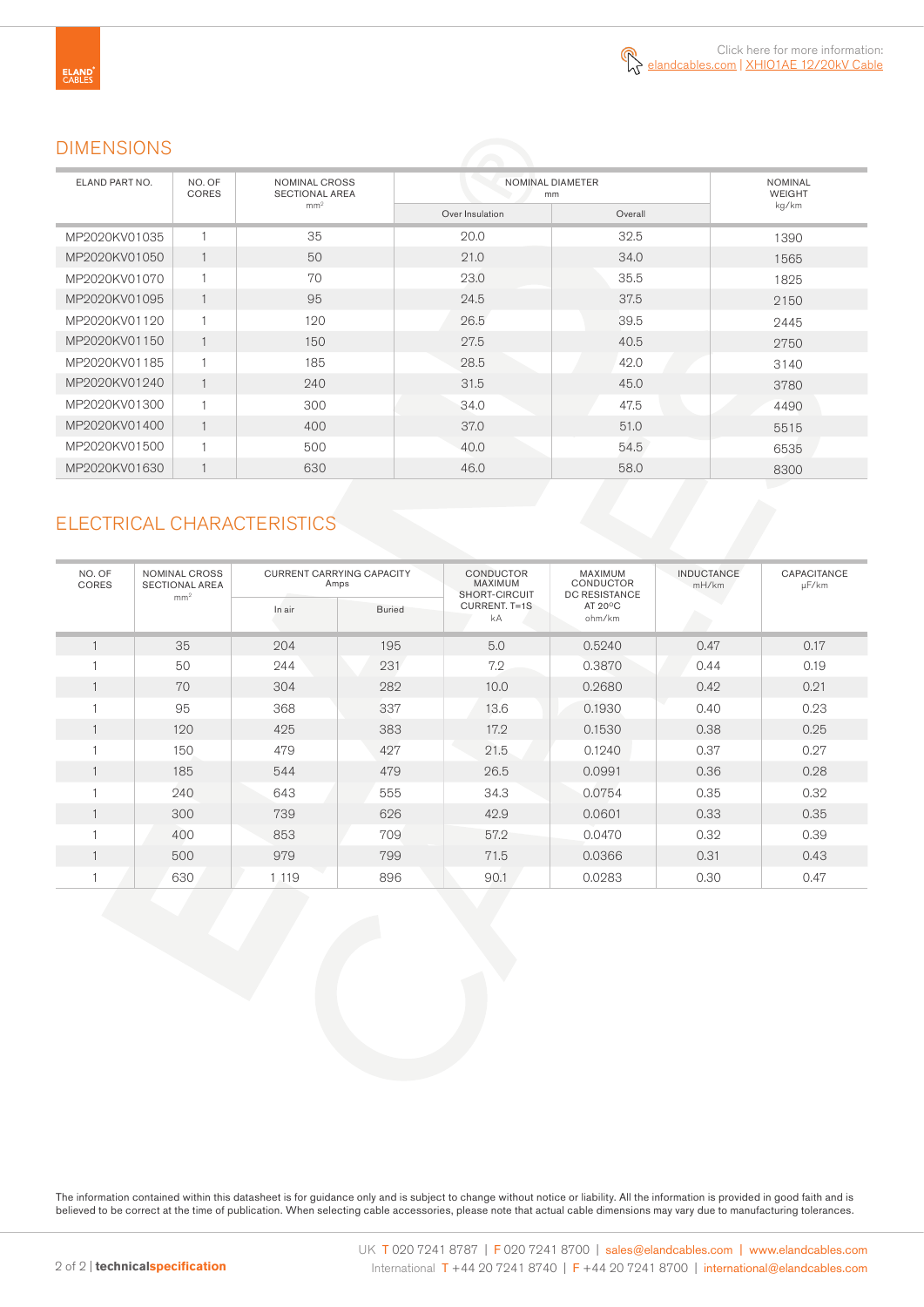Click here for more information: elandcables.com | XHIO1AE 12/20kV Cable

## DIMENSIONS

| ELAND PART NO. | NO. OF CORES | NOMINAL CROSS SECTIONAL AREA mm² | NOMINAL DIAMETER mm | | NOMINAL WEIGHT kg/km |
|---|---|---|---|---|---|
| | | | Over Insulation | Overall | |
| MP2020KV01035 | 1 | 35 | 20.0 | 32.5 | 1390 |
| MP2020KV01050 | 1 | 50 | 21.0 | 34.0 | 1565 |
| MP2020KV01070 | 1 | 70 | 23.0 | 35.5 | 1825 |
| MP2020KV01095 | 1 | 95 | 24.5 | 37.5 | 2150 |
| MP2020KV01120 | 1 | 120 | 26.5 | 39.5 | 2445 |
| MP2020KV01150 | 1 | 150 | 27.5 | 40.5 | 2750 |
| MP2020KV01185 | 1 | 185 | 28.5 | 42.0 | 3140 |
| MP2020KV01240 | 1 | 240 | 31.5 | 45.0 | 3780 |
| MP2020KV01300 | 1 | 300 | 34.0 | 47.5 | 4490 |
| MP2020KV01400 | 1 | 400 | 37.0 | 51.0 | 5515 |
| MP2020KV01500 | 1 | 500 | 40.0 | 54.5 | 6535 |
| MP2020KV01630 | 1 | 630 | 46.0 | 58.0 | 8300 |

## ELECTRICAL CHARACTERISTICS

| NO. OF CORES | NOMINAL CROSS SECTIONAL AREA mm² | CURRENT CARRYING CAPACITY Amps | | CONDUCTOR MAXIMUM SHORT-CIRCUIT CURRENT. T=1S kA | MAXIMUM CONDUCTOR DC RESISTANCE AT 20°C ohm/km | INDUCTANCE mH/km | CAPACITANCE μF/km |
|---|---|---|---|---|---|---|---|
| | | In air | Buried | | | | |
| 1 | 35 | 204 | 195 | 5.0 | 0.5240 | 0.47 | 0.17 |
| 1 | 50 | 244 | 231 | 7.2 | 0.3870 | 0.44 | 0.19 |
| 1 | 70 | 304 | 282 | 10.0 | 0.2680 | 0.42 | 0.21 |
| 1 | 95 | 368 | 337 | 13.6 | 0.1930 | 0.40 | 0.23 |
| 1 | 120 | 425 | 383 | 17.2 | 0.1530 | 0.38 | 0.25 |
| 1 | 150 | 479 | 427 | 21.5 | 0.1240 | 0.37 | 0.27 |
| 1 | 185 | 544 | 479 | 26.5 | 0.0991 | 0.36 | 0.28 |
| 1 | 240 | 643 | 555 | 34.3 | 0.0754 | 0.35 | 0.32 |
| 1 | 300 | 739 | 626 | 42.9 | 0.0601 | 0.33 | 0.35 |
| 1 | 400 | 853 | 709 | 57.2 | 0.0470 | 0.32 | 0.39 |
| 1 | 500 | 979 | 799 | 71.5 | 0.0366 | 0.31 | 0.43 |
| 1 | 630 | 1 119 | 896 | 90.1 | 0.0283 | 0.30 | 0.47 |

The information contained within this datasheet is for guidance only and is subject to change without notice or liability. All the information is provided in good faith and is believed to be correct at the time of publication. When selecting cable accessories, please note that actual cable dimensions may vary due to manufacturing tolerances.

UK T 020 7241 8787 | F 020 7241 8700 | sales@elandcables.com | www.elandcables.com
International T +44 20 7241 8740 | F +44 20 7241 8700 | international@elandcables.com